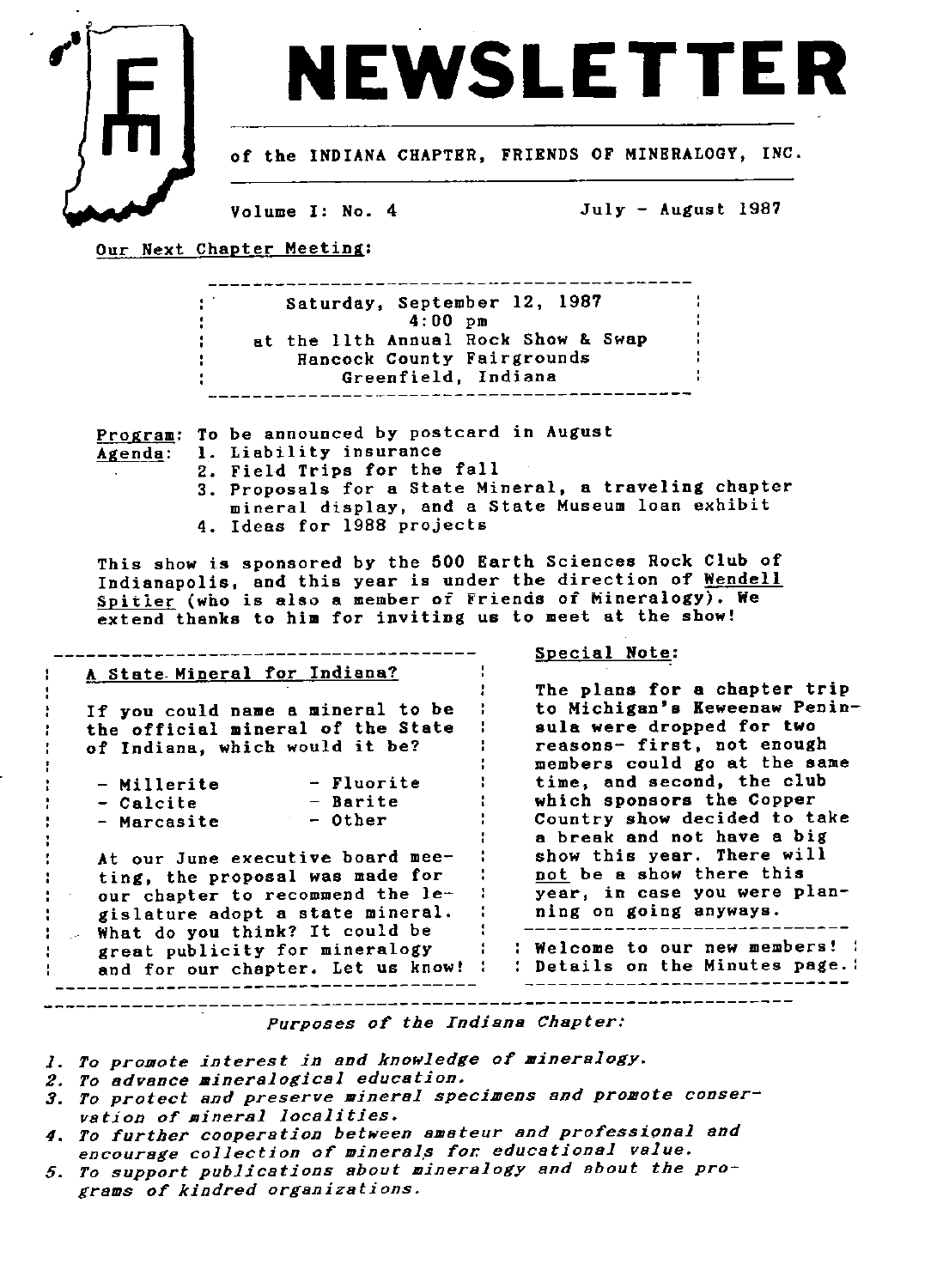# NEWSLETTER

of the INDIANA CHAPTER, FRIENDS OF MINERALOGY, INC.

Volume I: No. 4 July - August 1987

Our Next Chapter Meeting:

> Saturday, September 12, 1987
> 4:00 pm
> at the 11th Annual Rock Show & Swap
> Hancock County Fairgrounds
> Greenfield, Indiana

Program: To be announced by postcard in August

Agenda:
1. Liability insurance
2. Field Trips for the fall
3. Proposals for a State Mineral, a traveling chapter mineral display, and a State Museum loan exhibit
4. Ideas for 1988 projects

This show is sponsored by the 500 Earth Sciences Rock Club of Indianapolis, and this year is under the direction of Wendell Spitler (who is also a member of Friends of Mineralogy). We extend thanks to him for inviting us to meet at the show!

## A State Mineral for Indiana?

If you could name a mineral to be the official mineral of the State of Indiana, which would it be?

- Millerite
- Calcite
- Marcasite
- Fluorite
- Barite
- Other

At our June executive board meeting, the proposal was made for our chapter to recommend the legislature adopt a state mineral. What do you think? It could be great publicity for mineralogy and for our chapter. Let us know!

## Special Note:

The plans for a chapter trip to Michigan's Keweenaw Peninsula were dropped for two reasons- first, not enough members could go at the same time, and second, the club which sponsors the Copper Country show decided to take a break and not have a big show this year. There will not be a show there this year, in case you were planning on going anyways.

> Welcome to our new members! Details on the Minutes page.

*Purposes of the Indiana Chapter:*

1. *To promote interest in and knowledge of mineralogy.*
2. *To advance mineralogical education.*
3. *To protect and preserve mineral specimens and promote conservation of mineral localities.*
4. *To further cooperation between amateur and professional and encourage collection of minerals for educational value.*
5. *To support publications about mineralogy and about the programs of kindred organizations.*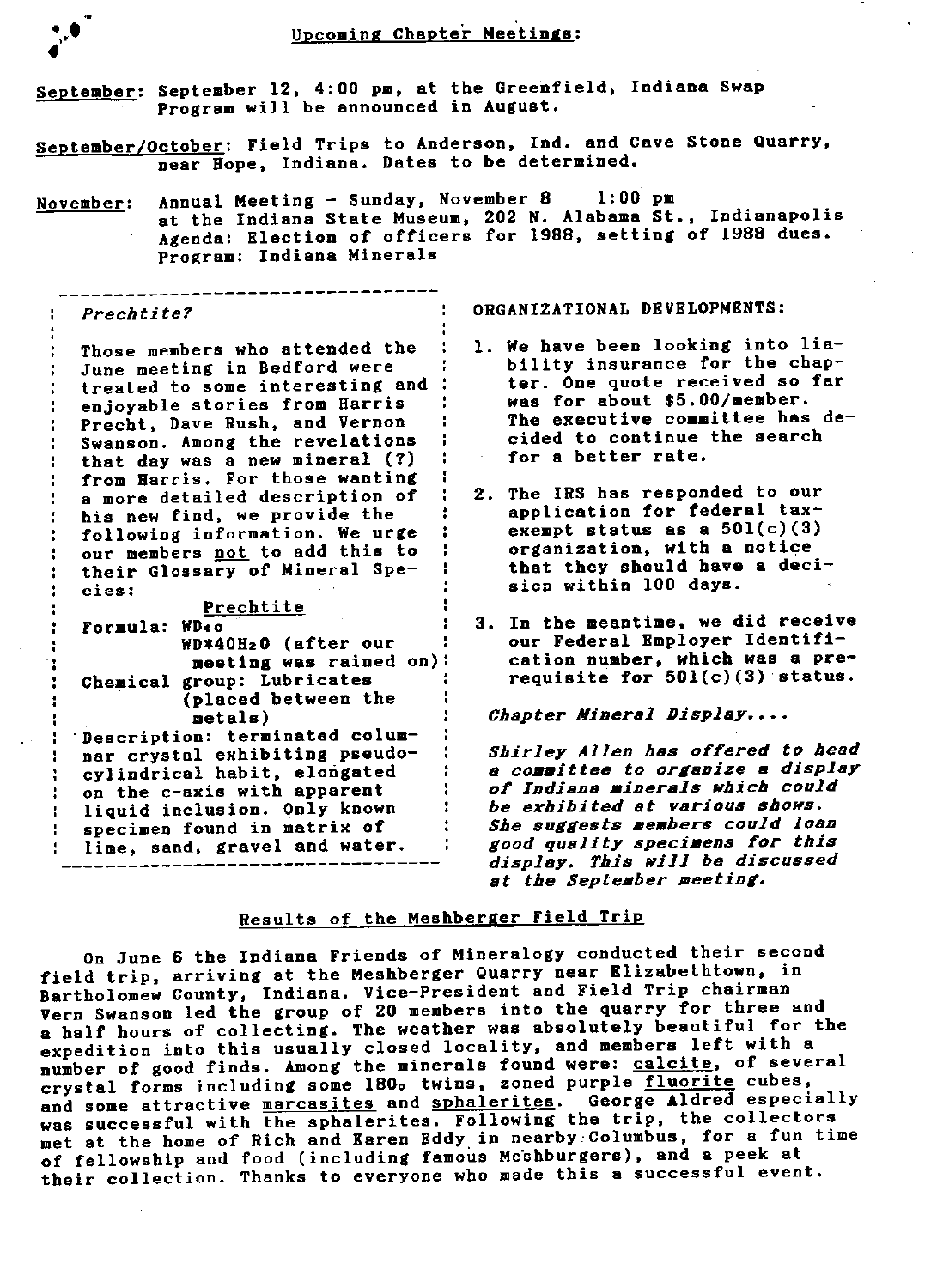## Upcoming Chapter Meetings:

<u>September</u>: September 12, 4:00 pm, at the Greenfield, Indiana Swap
Program will be announced in August.

<u>September/October</u>: Field Trips to Anderson, Ind. and Cave Stone Quarry, near Hope, Indiana. Dates to be determined.

<u>November</u>: Annual Meeting - Sunday, November 8 1:00 pm
at the Indiana State Museum, 202 N. Alabama St., Indianapolis
Agenda: Election of officers for 1988, setting of 1988 dues.
Program: Indiana Minerals

### *Prechtite?*

Those members who attended the June meeting in Bedford were treated to some interesting and enjoyable stories from Harris Precht, Dave Rush, and Vernon Swanson. Among the revelations that day was a new mineral (?) from Harris. For those wanting a more detailed description of his new find, we provide the following information. We urge our members <u>not</u> to add this to their Glossary of Mineral Species:

<u>Prechtite</u>

Formula: $WD_{40}$
$WD*40H_2O$ (after our meeting was rained on)

Chemical group: Lubricates (placed between the metals)

Description: terminated columnar crystal exhibiting pseudo-cylindrical habit, elongated on the c-axis with apparent liquid inclusion. Only known specimen found in matrix of lime, sand, gravel and water.

### ORGANIZATIONAL DEVELOPMENTS:

1. We have been looking into liability insurance for the chapter. One quote received so far was for about $5.00/member. The executive committee has decided to continue the search for a better rate.
2. The IRS has responded to our application for federal tax-exempt status as a 501(c)(3) organization, with a notice that they should have a decision within 100 days.
3. In the meantime, we did receive our Federal Employer Identification number, which was a prerequisite for 501(c)(3) status.

### *Chapter Mineral Display....*

*Shirley Allen has offered to head a committee to organize a display of Indiana minerals which could be exhibited at various shows. She suggests members could loan good quality specimens for this display. This will be discussed at the September meeting.*

## Results of the Meshberger Field Trip

On June 6 the Indiana Friends of Mineralogy conducted their second field trip, arriving at the Meshberger Quarry near Elizabethtown, in Bartholomew County, Indiana. Vice-President and Field Trip chairman Vern Swanson led the group of 20 members into the quarry for three and a half hours of collecting. The weather was absolutely beautiful for the expedition into this usually closed locality, and members left with a number of good finds. Among the minerals found were: <u>calcite</u>, of several crystal forms including some 180° twins, zoned purple <u>fluorite</u> cubes, and some attractive <u>marcasites</u> and <u>sphalerites</u>. George Aldred especially was successful with the sphalerites. Following the trip, the collectors met at the home of Rich and Karen Eddy in nearby Columbus, for a fun time of fellowship and food (including famous Meshburgers), and a peek at their collection. Thanks to everyone who made this a successful event.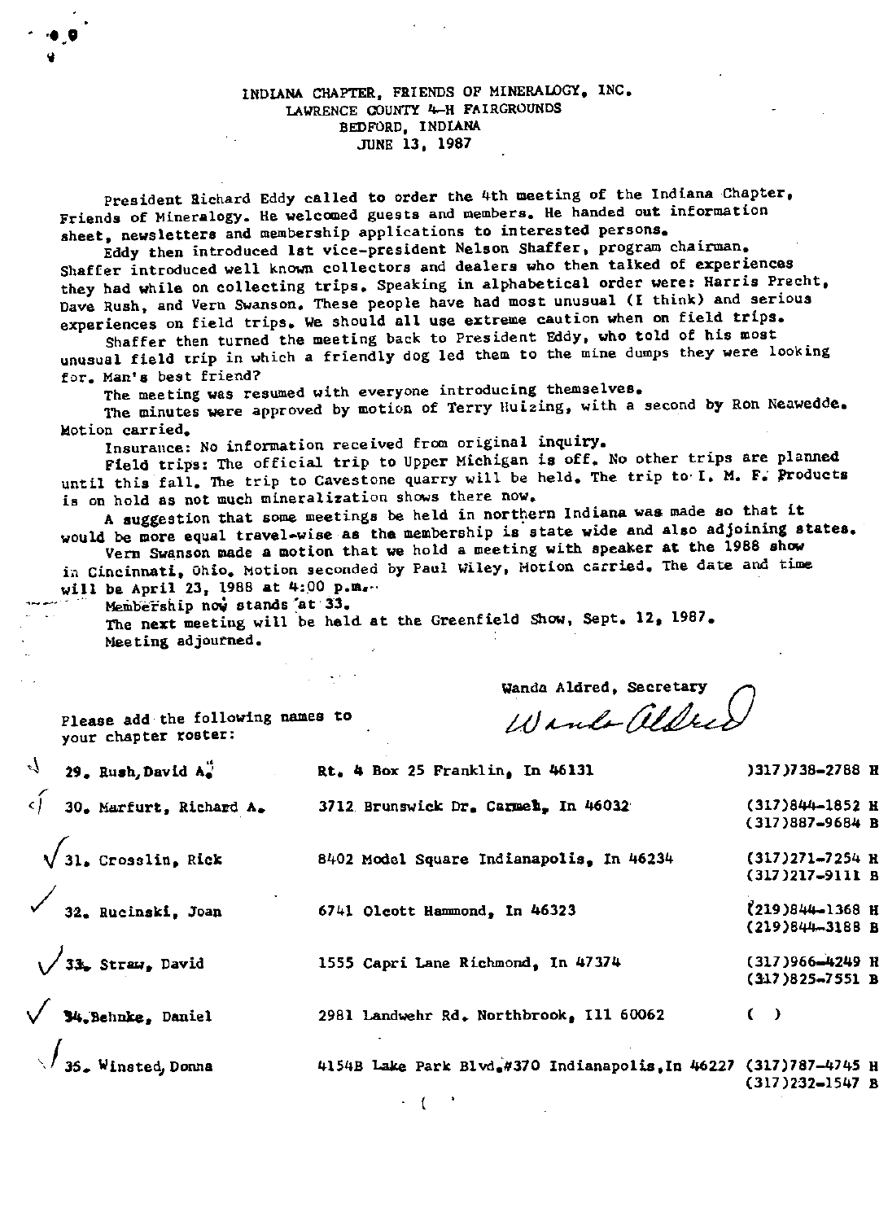INDIANA CHAPTER, FRIENDS OF MINERALOGY, INC.
LAWRENCE COUNTY 4-H FAIRGROUNDS
BEDFORD, INDIANA
JUNE 13, 1987

President Richard Eddy called to order the 4th meeting of the Indiana Chapter, Friends of Mineralogy. He welcomed guests and members. He handed out information sheet, newsletters and membership applications to interested persons.

Eddy then introduced 1st vice-president Nelson Shaffer, program chairman. Shaffer introduced well known collectors and dealers who then talked of experiences they had while on collecting trips. Speaking in alphabetical order were: Harris Precht, Dave Rush, and Vern Swanson. These people have had most unusual (I think) and serious experiences on field trips. We should all use extreme caution when on field trips.

Shaffer then turned the meeting back to President Eddy, who told of his most unusual field trip in which a friendly dog led them to the mine dumps they were looking for. Man's best friend?

The meeting was resumed with everyone introducing themselves.

The minutes were approved by motion of Terry Huizing, with a second by Ron Neawedde. Motion carried.

Insurance: No information received from original inquiry.

Field trips: The official trip to Upper Michigan is off. No other trips are planned until this fall. The trip to Cavestone quarry will be held. The trip to I. M. F. Products is on hold as not much mineralization shows there now.

A suggestion that some meetings be held in northern Indiana was made so that it would be more equal travel-wise as the membership is state wide and also adjoining states.

Vern Swanson made a motion that we hold a meeting with speaker at the 1988 show in Cincinnati, Ohio. Motion seconded by Paul Wiley, Motion carried. The date and time will be April 23, 1988 at 4:00 p.m.

Membership now stands at 33.

The next meeting will be held at the Greenfield Show, Sept. 12, 1987.

Meeting adjourned.

Wanda Aldred, Secretary
Wanda Aldred

Please add the following names to your chapter roster:

| | | |
|---|---|---|
| 29. Rush, David A. | Rt. 4 Box 25 Franklin, In 46131 | (317)738-2788 H |
| 30. Marfurt, Richard A. | 3712 Brunswick Dr. Carmel, In 46032 | (317)844-1852 H<br>(317)887-9684 B |
| 31. Crosslin, Rick | 8402 Model Square Indianapolis, In 46234 | (317)271-7254 H<br>(317)217-9111 B |
| 32. Rucinski, Joan | 6741 Olcott Hammond, In 46323 | (219)844-1368 H<br>(219)844-3188 B |
| 33. Straw, David | 1555 Capri Lane Richmond, In 47374 | (317)966-4249 H<br>(317)825-7551 B |
| 34. Behnke, Daniel | 2981 Landwehr Rd. Northbrook, Ill 60062 | ( ) |
| 35. Winsted, Donna | 4154B Lake Park Blvd.#370 Indianapolis, In 46227 | (317)787-4745 H<br>(317)232-1547 B |